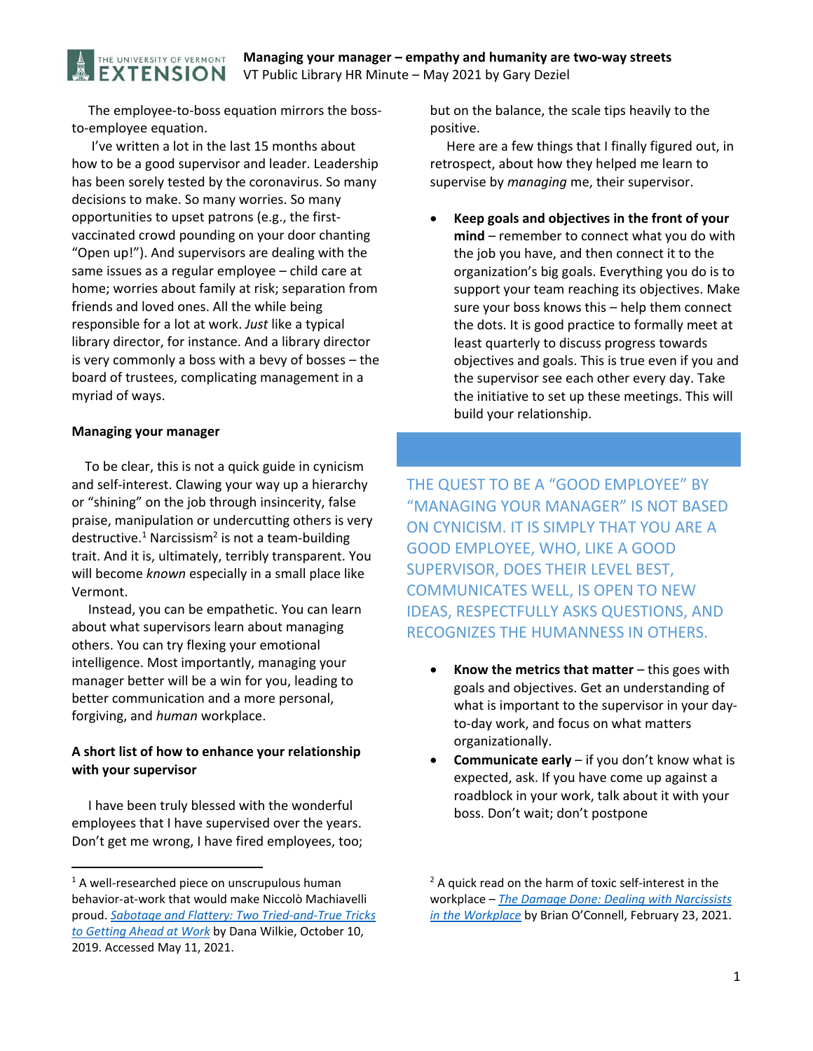# Managing your manager – empathy and humanity are two-way streets

VT Public Library HR Minute – May 2021 by Gary Deziel

The employee-to-boss equation mirrors the boss-to-employee equation.

I've written a lot in the last 15 months about how to be a good supervisor and leader. Leadership has been sorely tested by the coronavirus. So many decisions to make. So many worries. So many opportunities to upset patrons (e.g., the first-vaccinated crowd pounding on your door chanting "Open up!"). And supervisors are dealing with the same issues as a regular employee – child care at home; worries about family at risk; separation from friends and loved ones. All the while being responsible for a lot at work. *Just* like a typical library director, for instance. And a library director is very commonly a boss with a bevy of bosses – the board of trustees, complicating management in a myriad of ways.

**Managing your manager**

To be clear, this is not a quick guide in cynicism and self-interest. Clawing your way up a hierarchy or "shining" on the job through insincerity, false praise, manipulation or undercutting others is very destructive.[1] Narcissism[2] is not a team-building trait. And it is, ultimately, terribly transparent. You will become *known* especially in a small place like Vermont.

Instead, you can be empathetic. You can learn about what supervisors learn about managing others. You can try flexing your emotional intelligence. Most importantly, managing your manager better will be a win for you, leading to better communication and a more personal, forgiving, and *human* workplace.

**A short list of how to enhance your relationship with your supervisor**

I have been truly blessed with the wonderful employees that I have supervised over the years. Don't get me wrong, I have fired employees, too; but on the balance, the scale tips heavily to the positive.

Here are a few things that I finally figured out, in retrospect, about how they helped me learn to supervise by *managing* me, their supervisor.

- **Keep goals and objectives in the front of your mind** – remember to connect what you do with the job you have, and then connect it to the organization's big goals. Everything you do is to support your team reaching its objectives. Make sure your boss knows this – help them connect the dots. It is good practice to formally meet at least quarterly to discuss progress towards objectives and goals. This is true even if you and the supervisor see each other every day. Take the initiative to set up these meetings. This will build your relationship.

THE QUEST TO BE A "GOOD EMPLOYEE" BY "MANAGING YOUR MANAGER" IS NOT BASED ON CYNICISM. IT IS SIMPLY THAT YOU ARE A GOOD EMPLOYEE, WHO, LIKE A GOOD SUPERVISOR, DOES THEIR LEVEL BEST, COMMUNICATES WELL, IS OPEN TO NEW IDEAS, RESPECTFULLY ASKS QUESTIONS, AND RECOGNIZES THE HUMANNESS IN OTHERS.

- **Know the metrics that matter** – this goes with goals and objectives. Get an understanding of what is important to the supervisor in your day-to-day work, and focus on what matters organizationally.
- **Communicate early** – if you don't know what is expected, ask. If you have come up against a roadblock in your work, talk about it with your boss. Don't wait; don't postpone

---

[1] A well-researched piece on unscrupulous human behavior-at-work that would make Niccolò Machiavelli proud. *Sabotage and Flattery: Two Tried-and-True Tricks to Getting Ahead at Work* by Dana Wilkie, October 10, 2019. Accessed May 11, 2021.

[2] A quick read on the harm of toxic self-interest in the workplace – *The Damage Done: Dealing with Narcissists in the Workplace* by Brian O'Connell, February 23, 2021.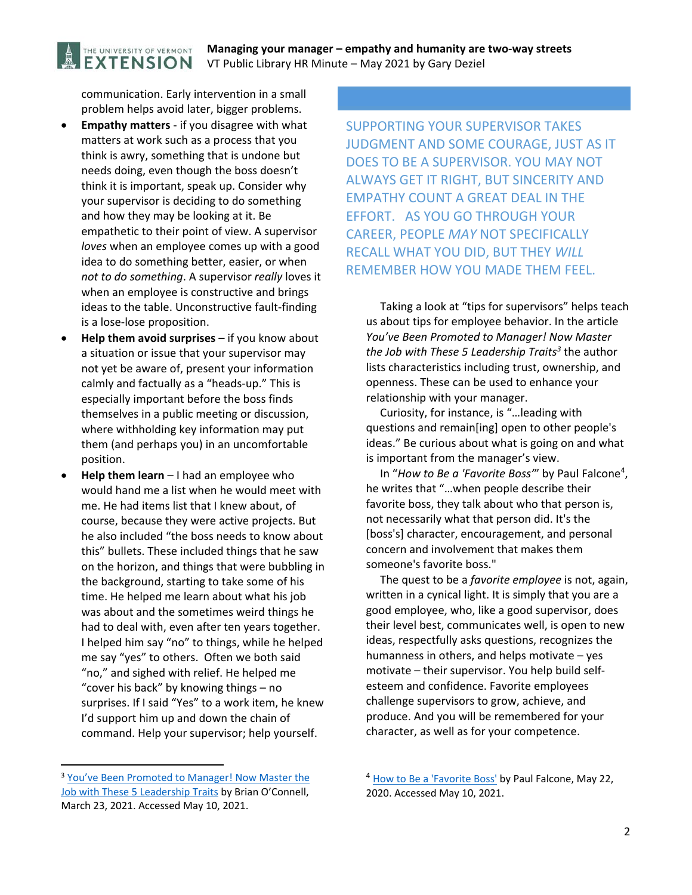communication. Early intervention in a small problem helps avoid later, bigger problems.

- **Empathy matters** - if you disagree with what matters at work such as a process that you think is awry, something that is undone but needs doing, even though the boss doesn't think it is important, speak up. Consider why your supervisor is deciding to do something and how they may be looking at it. Be empathetic to their point of view. A supervisor *loves* when an employee comes up with a good idea to do something better, easier, or when *not to do something*. A supervisor *really* loves it when an employee is constructive and brings ideas to the table. Unconstructive fault-finding is a lose-lose proposition.
- **Help them avoid surprises** – if you know about a situation or issue that your supervisor may not yet be aware of, present your information calmly and factually as a "heads-up." This is especially important before the boss finds themselves in a public meeting or discussion, where withholding key information may put them (and perhaps you) in an uncomfortable position.
- **Help them learn** – I had an employee who would hand me a list when he would meet with me. He had items list that I knew about, of course, because they were active projects. But he also included "the boss needs to know about this" bullets. These included things that he saw on the horizon, and things that were bubbling in the background, starting to take some of his time. He helped me learn about what his job was about and the sometimes weird things he had to deal with, even after ten years together. I helped him say "no" to things, while he helped me say "yes" to others. Often we both said "no," and sighed with relief. He helped me "cover his back" by knowing things – no surprises. If I said "Yes" to a work item, he knew I'd support him up and down the chain of command. Help your supervisor; help yourself.

SUPPORTING YOUR SUPERVISOR TAKES JUDGMENT AND SOME COURAGE, JUST AS IT DOES TO BE A SUPERVISOR. YOU MAY NOT ALWAYS GET IT RIGHT, BUT SINCERITY AND EMPATHY COUNT A GREAT DEAL IN THE EFFORT. AS YOU GO THROUGH YOUR CAREER, PEOPLE *MAY* NOT SPECIFICALLY RECALL WHAT YOU DID, BUT THEY *WILL* REMEMBER HOW YOU MADE THEM FEEL.

Taking a look at "tips for supervisors" helps teach us about tips for employee behavior. In the article *You've Been Promoted to Manager! Now Master the Job with These 5 Leadership Traits*[3] the author lists characteristics including trust, ownership, and openness. These can be used to enhance your relationship with your manager.

Curiosity, for instance, is "…leading with questions and remain[ing] open to other people's ideas." Be curious about what is going on and what is important from the manager's view.

In "*How to Be a 'Favorite Boss'*" by Paul Falcone[4], he writes that "…when people describe their favorite boss, they talk about who that person is, not necessarily what that person did. It's the [boss's] character, encouragement, and personal concern and involvement that makes them someone's favorite boss."

The quest to be a *favorite employee* is not, again, written in a cynical light. It is simply that you are a good employee, who, like a good supervisor, does their level best, communicates well, is open to new ideas, respectfully asks questions, recognizes the humanness in others, and helps motivate – yes motivate – their supervisor. You help build self-esteem and confidence. Favorite employees challenge supervisors to grow, achieve, and produce. And you will be remembered for your character, as well as for your competence.

---

[3] You've Been Promoted to Manager! Now Master the Job with These 5 Leadership Traits by Brian O'Connell, March 23, 2021. Accessed May 10, 2021.

[4] How to Be a 'Favorite Boss' by Paul Falcone, May 22, 2020. Accessed May 10, 2021.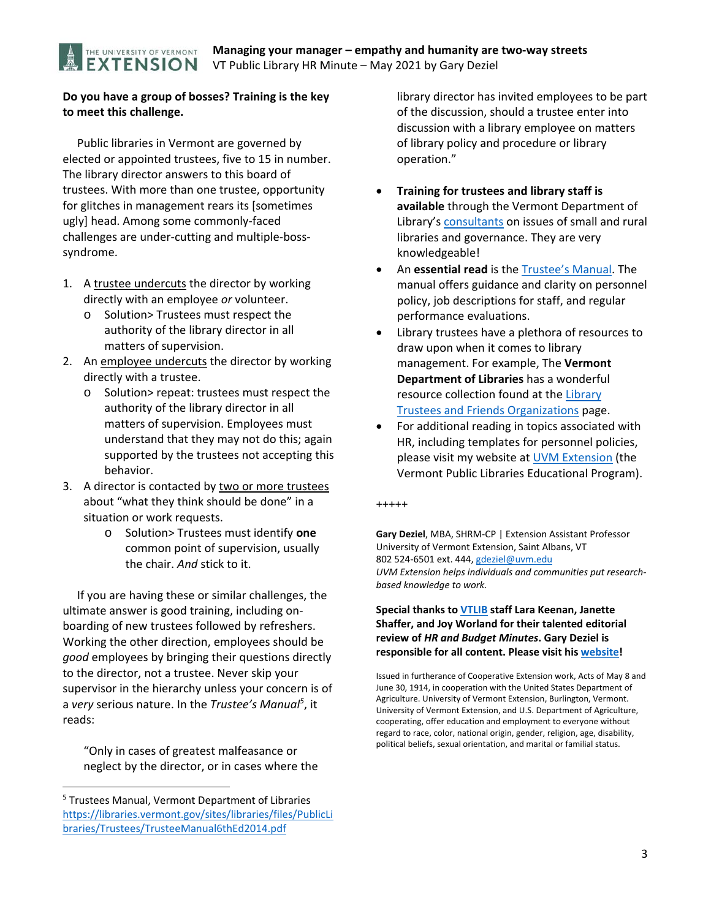**Do you have a group of bosses? Training is the key to meet this challenge.**

Public libraries in Vermont are governed by elected or appointed trustees, five to 15 in number. The library director answers to this board of trustees. With more than one trustee, opportunity for glitches in management rears its [sometimes ugly] head. Among some commonly-faced challenges are under-cutting and multiple-boss-syndrome.

1. A trustee undercuts the director by working directly with an employee *or* volunteer.
   - Solution> Trustees must respect the authority of the library director in all matters of supervision.
2. An employee undercuts the director by working directly with a trustee.
   - Solution> repeat: trustees must respect the authority of the library director in all matters of supervision. Employees must understand that they may not do this; again supported by the trustees not accepting this behavior.
3. A director is contacted by two or more trustees about "what they think should be done" in a situation or work requests.
   - Solution> Trustees must identify **one** common point of supervision, usually the chair. *And* stick to it.

If you are having these or similar challenges, the ultimate answer is good training, including on-boarding of new trustees followed by refreshers. Working the other direction, employees should be *good* employees by bringing their questions directly to the director, not a trustee. Never skip your supervisor in the hierarchy unless your concern is of a *very* serious nature. In the *Trustee's Manual*[5], it reads:

> "Only in cases of greatest malfeasance or neglect by the director, or in cases where the library director has invited employees to be part of the discussion, should a trustee enter into discussion with a library employee on matters of library policy and procedure or library operation."

- **Training for trustees and library staff is available** through the Vermont Department of Library's consultants on issues of small and rural libraries and governance. They are very knowledgeable!
- An **essential read** is the Trustee's Manual. The manual offers guidance and clarity on personnel policy, job descriptions for staff, and regular performance evaluations.
- Library trustees have a plethora of resources to draw upon when it comes to library management. For example, The **Vermont Department of Libraries** has a wonderful resource collection found at the Library Trustees and Friends Organizations page.
- For additional reading in topics associated with HR, including templates for personnel policies, please visit my website at UVM Extension (the Vermont Public Libraries Educational Program).

+++++

**Gary Deziel**, MBA, SHRM-CP | Extension Assistant Professor
University of Vermont Extension, Saint Albans, VT
802 524-6501 ext. 444, gdeziel@uvm.edu
*UVM Extension helps individuals and communities put research-based knowledge to work.*

**Special thanks to VTLIB staff Lara Keenan, Janette Shaffer, and Joy Worland for their talented editorial review of *HR and Budget Minutes*. Gary Deziel is responsible for all content. Please visit his website!**

Issued in furtherance of Cooperative Extension work, Acts of May 8 and June 30, 1914, in cooperation with the United States Department of Agriculture. University of Vermont Extension, Burlington, Vermont. University of Vermont Extension, and U.S. Department of Agriculture, cooperating, offer education and employment to everyone without regard to race, color, national origin, gender, religion, age, disability, political beliefs, sexual orientation, and marital or familial status.

[5] Trustees Manual, Vermont Department of Libraries https://libraries.vermont.gov/sites/libraries/files/PublicLibraries/Trustees/TrusteeManual6thEd2014.pdf